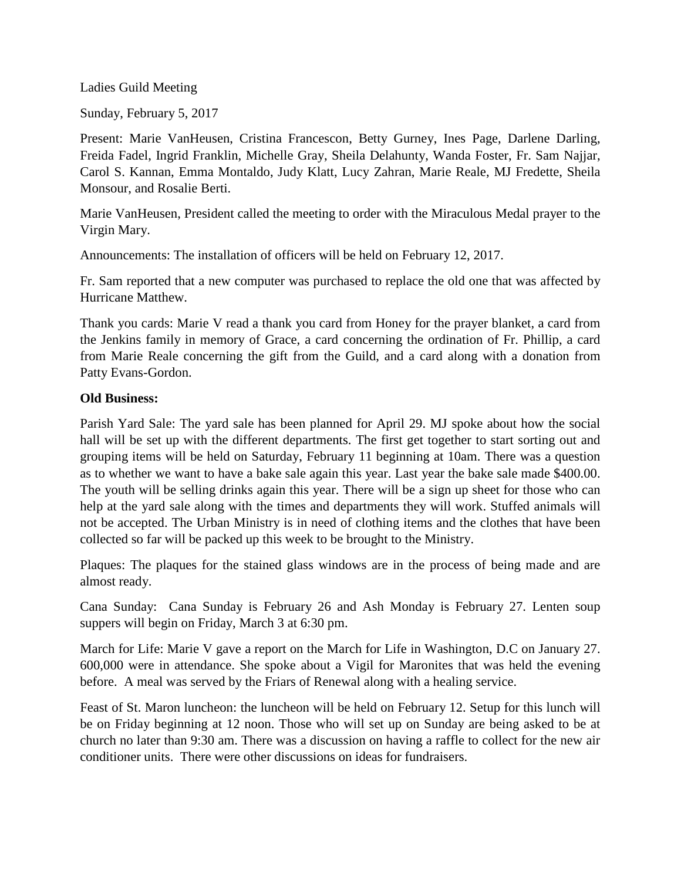Ladies Guild Meeting

Sunday, February 5, 2017

Present: Marie VanHeusen, Cristina Francescon, Betty Gurney, Ines Page, Darlene Darling, Freida Fadel, Ingrid Franklin, Michelle Gray, Sheila Delahunty, Wanda Foster, Fr. Sam Najjar, Carol S. Kannan, Emma Montaldo, Judy Klatt, Lucy Zahran, Marie Reale, MJ Fredette, Sheila Monsour, and Rosalie Berti.

Marie VanHeusen, President called the meeting to order with the Miraculous Medal prayer to the Virgin Mary.

Announcements: The installation of officers will be held on February 12, 2017.

Fr. Sam reported that a new computer was purchased to replace the old one that was affected by Hurricane Matthew.

Thank you cards: Marie V read a thank you card from Honey for the prayer blanket, a card from the Jenkins family in memory of Grace, a card concerning the ordination of Fr. Phillip, a card from Marie Reale concerning the gift from the Guild, and a card along with a donation from Patty Evans-Gordon.

**Old Business:**

Parish Yard Sale: The yard sale has been planned for April 29. MJ spoke about how the social hall will be set up with the different departments. The first get together to start sorting out and grouping items will be held on Saturday, February 11 beginning at 10am. There was a question as to whether we want to have a bake sale again this year. Last year the bake sale made $400.00. The youth will be selling drinks again this year. There will be a sign up sheet for those who can help at the yard sale along with the times and departments they will work. Stuffed animals will not be accepted. The Urban Ministry is in need of clothing items and the clothes that have been collected so far will be packed up this week to be brought to the Ministry.

Plaques: The plaques for the stained glass windows are in the process of being made and are almost ready.

Cana Sunday: Cana Sunday is February 26 and Ash Monday is February 27. Lenten soup suppers will begin on Friday, March 3 at 6:30 pm.

March for Life: Marie V gave a report on the March for Life in Washington, D.C on January 27. 600,000 were in attendance. She spoke about a Vigil for Maronites that was held the evening before. A meal was served by the Friars of Renewal along with a healing service.

Feast of St. Maron luncheon: the luncheon will be held on February 12. Setup for this lunch will be on Friday beginning at 12 noon. Those who will set up on Sunday are being asked to be at church no later than 9:30 am. There was a discussion on having a raffle to collect for the new air conditioner units. There were other discussions on ideas for fundraisers.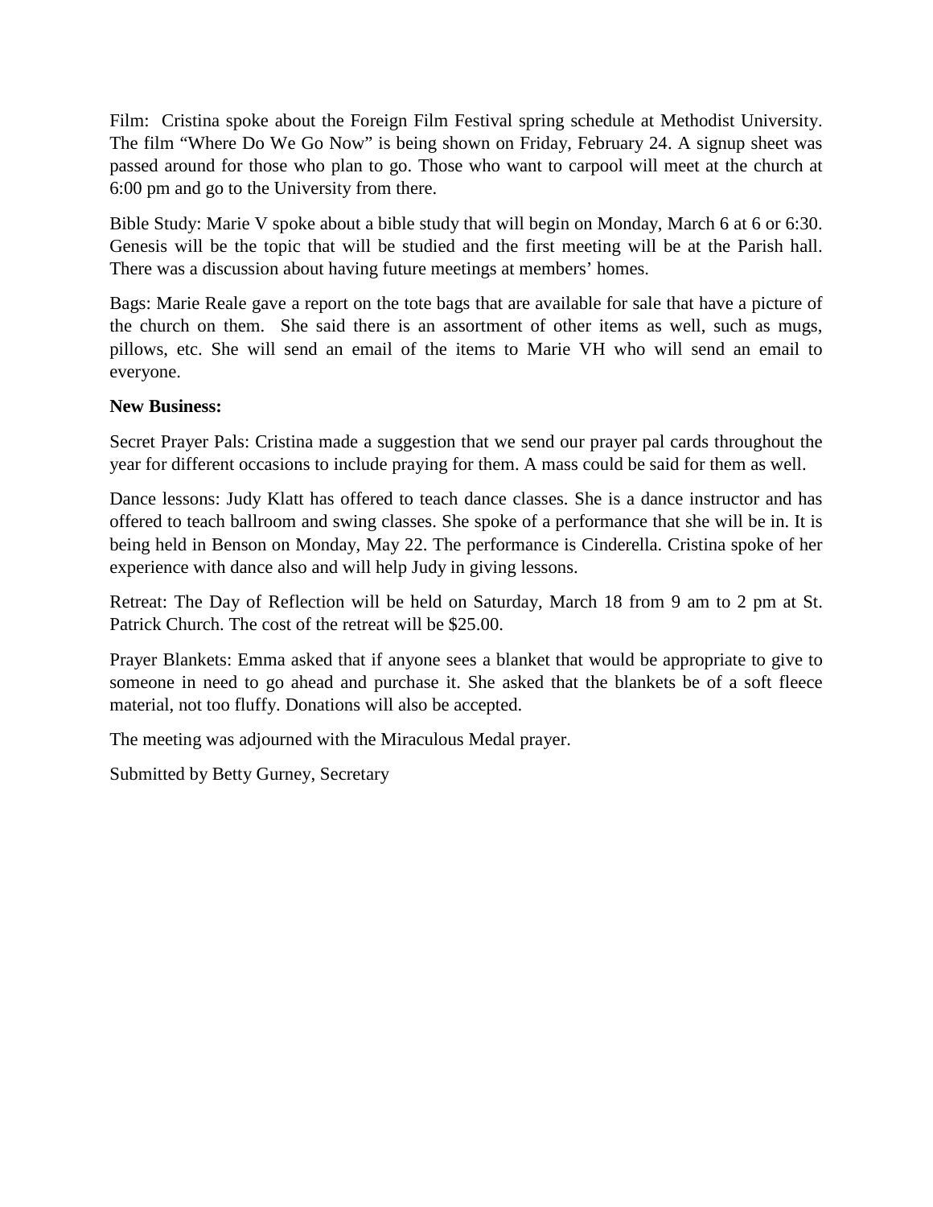Film: Cristina spoke about the Foreign Film Festival spring schedule at Methodist University. The film "Where Do We Go Now" is being shown on Friday, February 24. A signup sheet was passed around for those who plan to go. Those who want to carpool will meet at the church at 6:00 pm and go to the University from there.

Bible Study: Marie V spoke about a bible study that will begin on Monday, March 6 at 6 or 6:30. Genesis will be the topic that will be studied and the first meeting will be at the Parish hall. There was a discussion about having future meetings at members' homes.

Bags: Marie Reale gave a report on the tote bags that are available for sale that have a picture of the church on them. She said there is an assortment of other items as well, such as mugs, pillows, etc. She will send an email of the items to Marie VH who will send an email to everyone.

**New Business:**

Secret Prayer Pals: Cristina made a suggestion that we send our prayer pal cards throughout the year for different occasions to include praying for them. A mass could be said for them as well.

Dance lessons: Judy Klatt has offered to teach dance classes. She is a dance instructor and has offered to teach ballroom and swing classes. She spoke of a performance that she will be in. It is being held in Benson on Monday, May 22. The performance is Cinderella. Cristina spoke of her experience with dance also and will help Judy in giving lessons.

Retreat: The Day of Reflection will be held on Saturday, March 18 from 9 am to 2 pm at St. Patrick Church. The cost of the retreat will be $25.00.

Prayer Blankets: Emma asked that if anyone sees a blanket that would be appropriate to give to someone in need to go ahead and purchase it. She asked that the blankets be of a soft fleece material, not too fluffy. Donations will also be accepted.

The meeting was adjourned with the Miraculous Medal prayer.

Submitted by Betty Gurney, Secretary